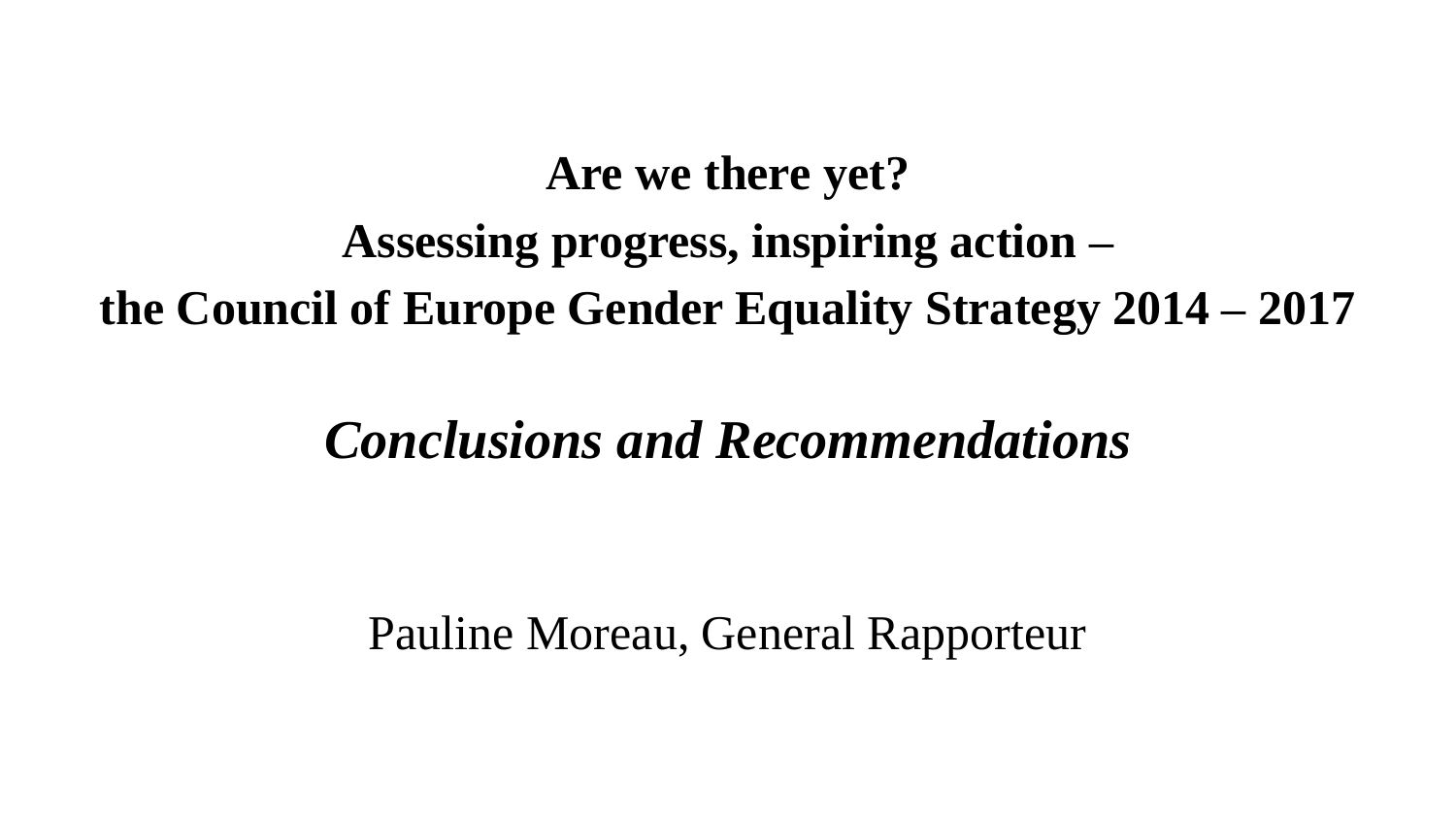# Are we there yet?
# Assessing progress, inspiring action –
# the Council of Europe Gender Equality Strategy 2014 – 2017

## *Conclusions and Recommendations*

Pauline Moreau, General Rapporteur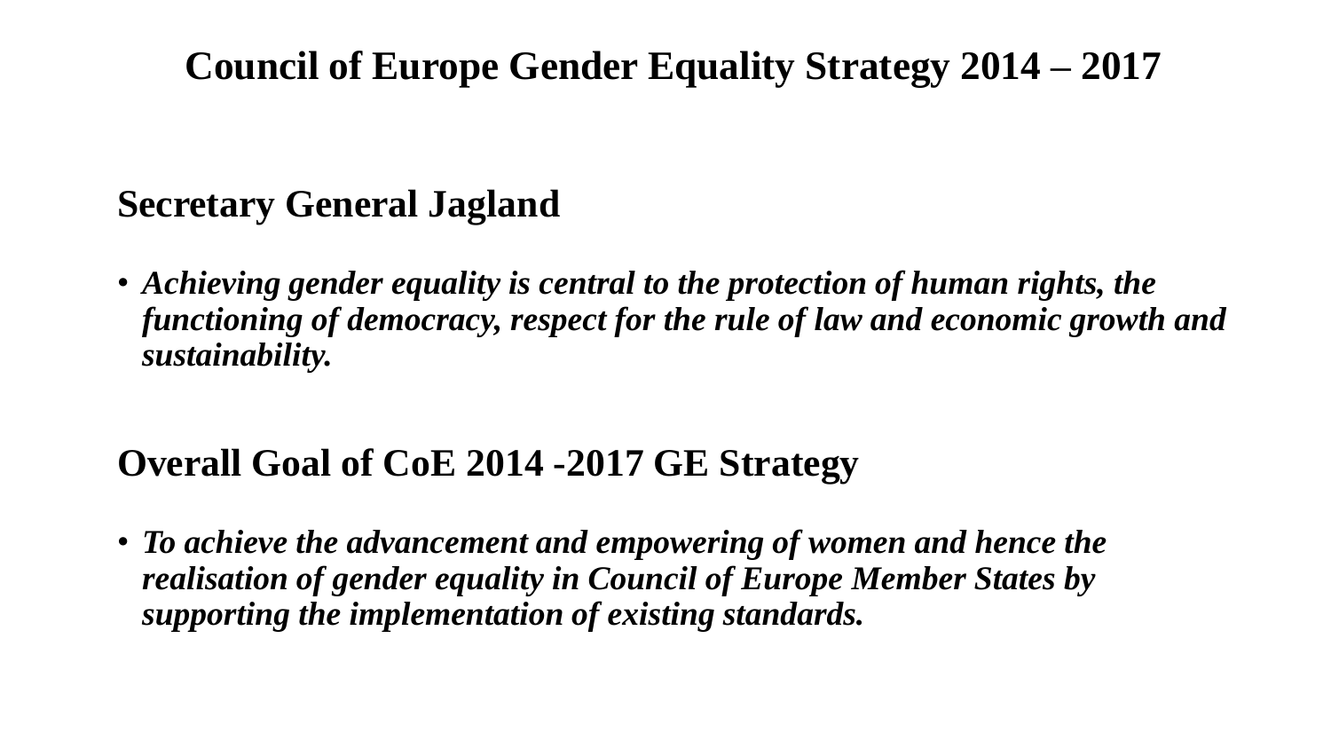# Council of Europe Gender Equality Strategy 2014 – 2017

## Secretary General Jagland

- ***Achieving gender equality is central to the protection of human rights, the functioning of democracy, respect for the rule of law and economic growth and sustainability.***

## Overall Goal of CoE 2014 -2017 GE Strategy

- ***To achieve the advancement and empowering of women and hence the realisation of gender equality in Council of Europe Member States by supporting the implementation of existing standards.***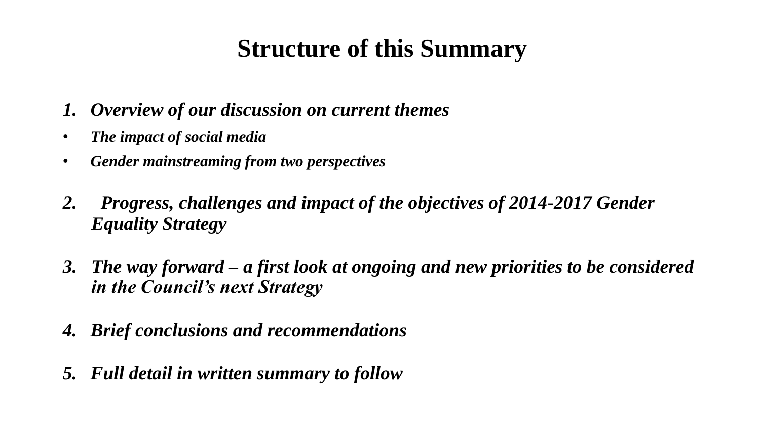# Structure of this Summary

1. ***Overview of our discussion on current themes***
   - ***The impact of social media***
   - ***Gender mainstreaming from two perspectives***

2. ***Progress, challenges and impact of the objectives of 2014-2017 Gender Equality Strategy***

3. ***The way forward – a first look at ongoing and new priorities to be considered in the Council's next Strategy***

4. ***Brief conclusions and recommendations***

5. ***Full detail in written summary to follow***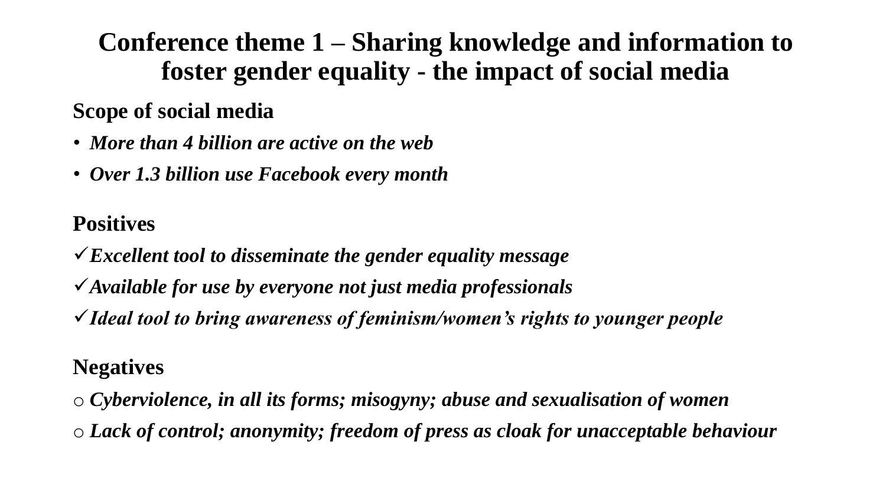# Conference theme 1 – Sharing knowledge and information to foster gender equality - the impact of social media

**Scope of social media**

- ***More than 4 billion are active on the web***
- ***Over 1.3 billion use Facebook every month***

**Positives**

- ✓ ***Excellent tool to disseminate the gender equality message***
- ✓ ***Available for use by everyone not just media professionals***
- ✓ ***Ideal tool to bring awareness of feminism/women's rights to younger people***

**Negatives**

- o ***Cyberviolence, in all its forms; misogyny; abuse and sexualisation of women***
- o ***Lack of control; anonymity; freedom of press as cloak for unacceptable behaviour***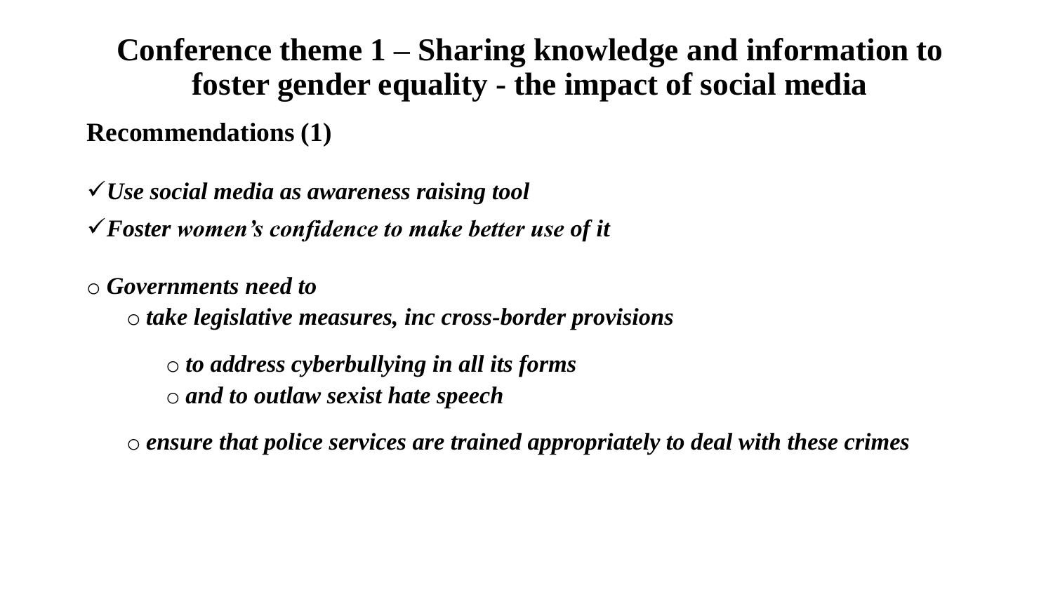# Conference theme 1 – Sharing knowledge and information to foster gender equality - the impact of social media

**Recommendations (1)**

- ✓ ***Use social media as awareness raising tool***
- ✓ ***Foster women's confidence to make better use of it***

- ***Governments need to***
  - ***take legislative measures, inc cross-border provisions***
    - ***to address cyberbullying in all its forms***
    - ***and to outlaw sexist hate speech***
  - ***ensure that police services are trained appropriately to deal with these crimes***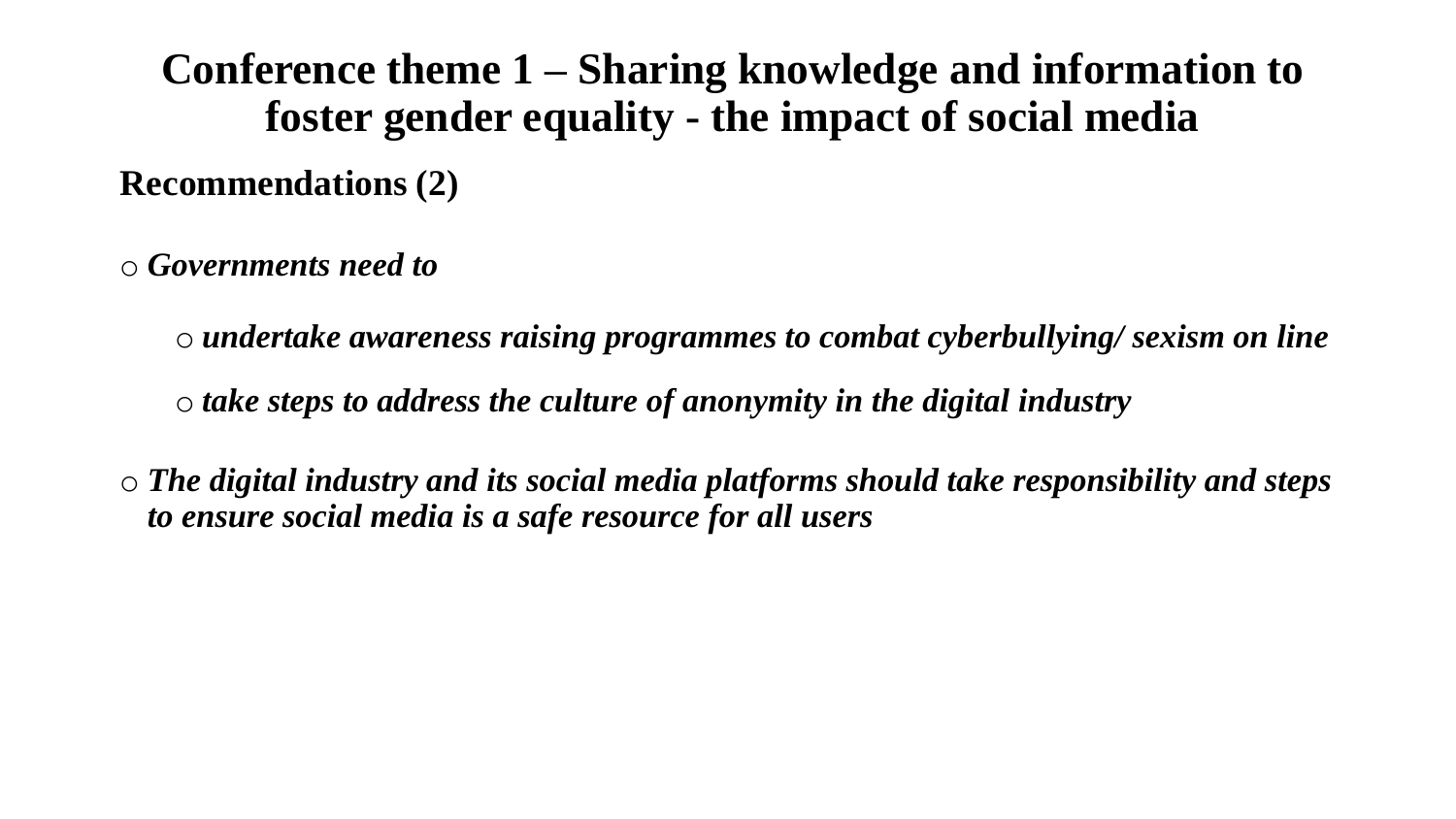# Conference theme 1 – Sharing knowledge and information to foster gender equality - the impact of social media

**Recommendations (2)**

- ***Governments need to***
  - ***undertake awareness raising programmes to combat cyberbullying/ sexism on line***
  - ***take steps to address the culture of anonymity in the digital industry***
- ***The digital industry and its social media platforms should take responsibility and steps to ensure social media is a safe resource for all users***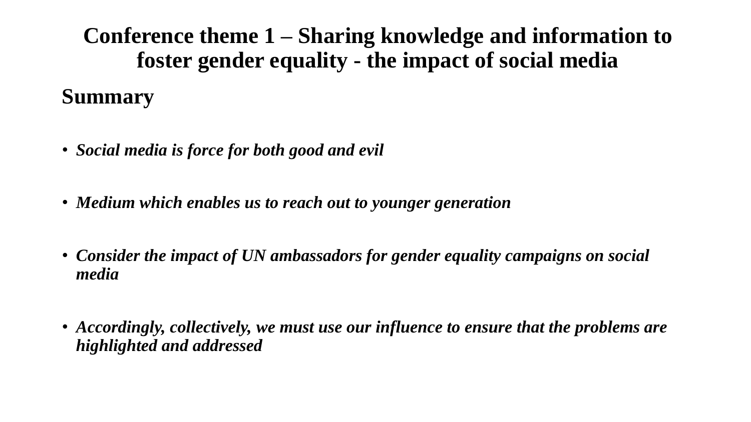# Conference theme 1 – Sharing knowledge and information to foster gender equality - the impact of social media

## Summary

- ***Social media is force for both good and evil***
- ***Medium which enables us to reach out to younger generation***
- ***Consider the impact of UN ambassadors for gender equality campaigns on social media***
- ***Accordingly, collectively, we must use our influence to ensure that the problems are highlighted and addressed***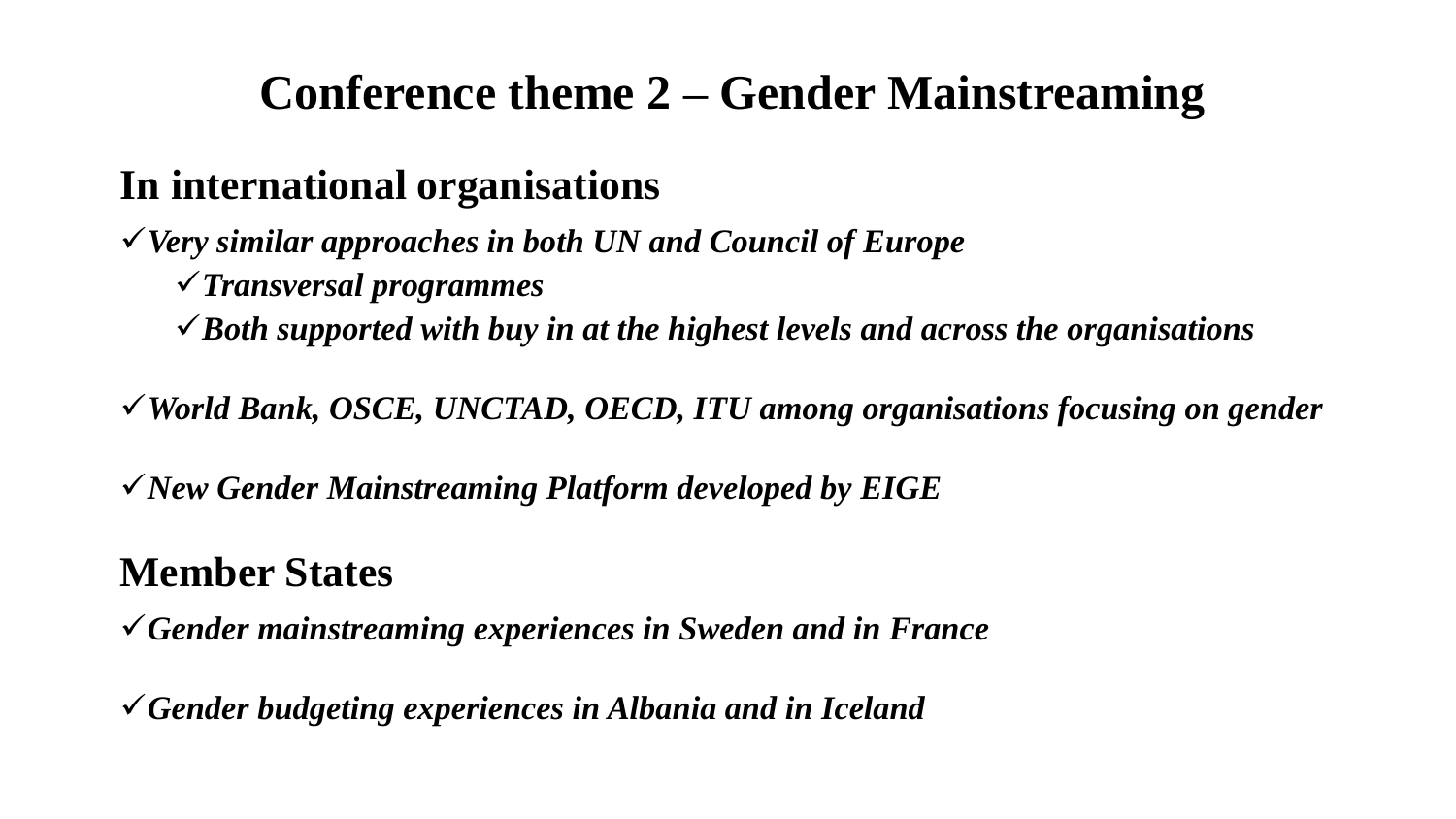# Conference theme 2 – Gender Mainstreaming

## In international organisations

- ✓ ***Very similar approaches in both UN and Council of Europe***
    - ✓ ***Transversal programmes***
    - ✓ ***Both supported with buy in at the highest levels and across the organisations***

- ✓ ***World Bank, OSCE, UNCTAD, OECD, ITU among organisations focusing on gender***

- ✓ ***New Gender Mainstreaming Platform developed by EIGE***

## Member States

- ✓ ***Gender mainstreaming experiences in Sweden and in France***

- ✓ ***Gender budgeting experiences in Albania and in Iceland***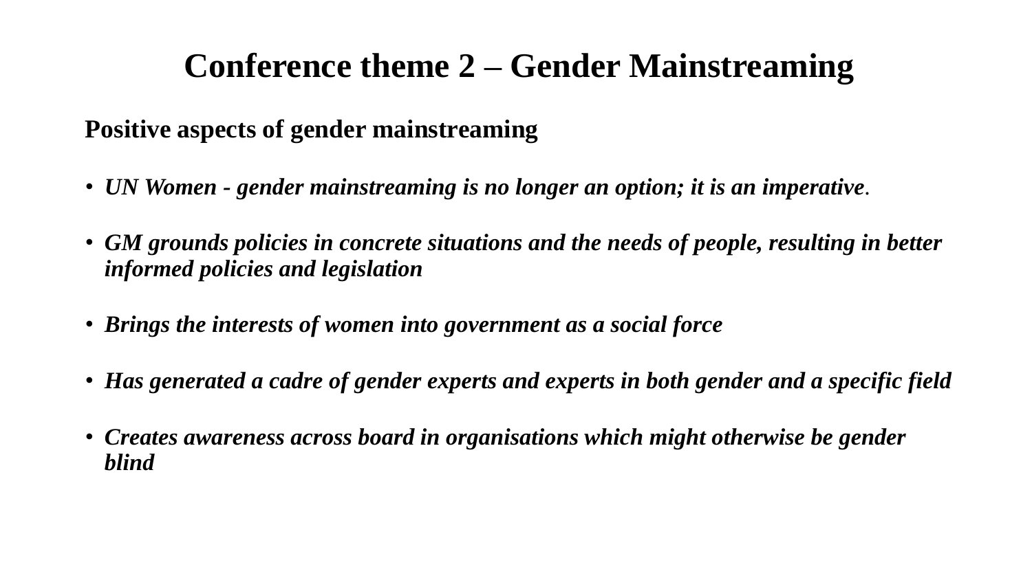# Conference theme 2 – Gender Mainstreaming

**Positive aspects of gender mainstreaming**

- ***UN Women - gender mainstreaming is no longer an option; it is an imperative***.
- ***GM grounds policies in concrete situations and the needs of people, resulting in better informed policies and legislation***
- ***Brings the interests of women into government as a social force***
- ***Has generated a cadre of gender experts and experts in both gender and a specific field***
- ***Creates awareness across board in organisations which might otherwise be gender blind***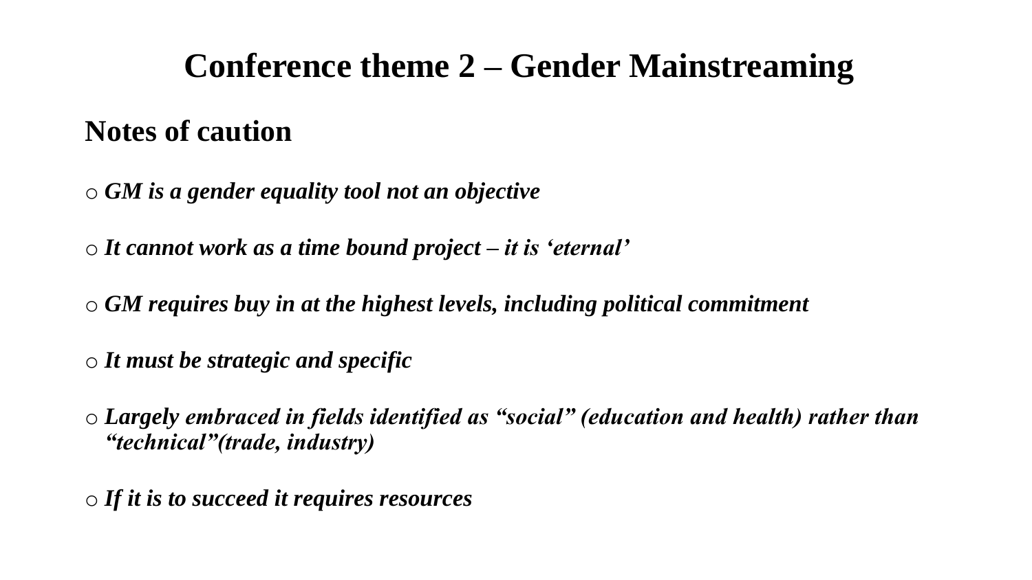# Conference theme 2 – Gender Mainstreaming

## Notes of caution

- ***GM is a gender equality tool not an objective***
- ***It cannot work as a time bound project – it is 'eternal'***
- ***GM requires buy in at the highest levels, including political commitment***
- ***It must be strategic and specific***
- ***Largely embraced in fields identified as "social" (education and health) rather than "technical"(trade, industry)***
- ***If it is to succeed it requires resources***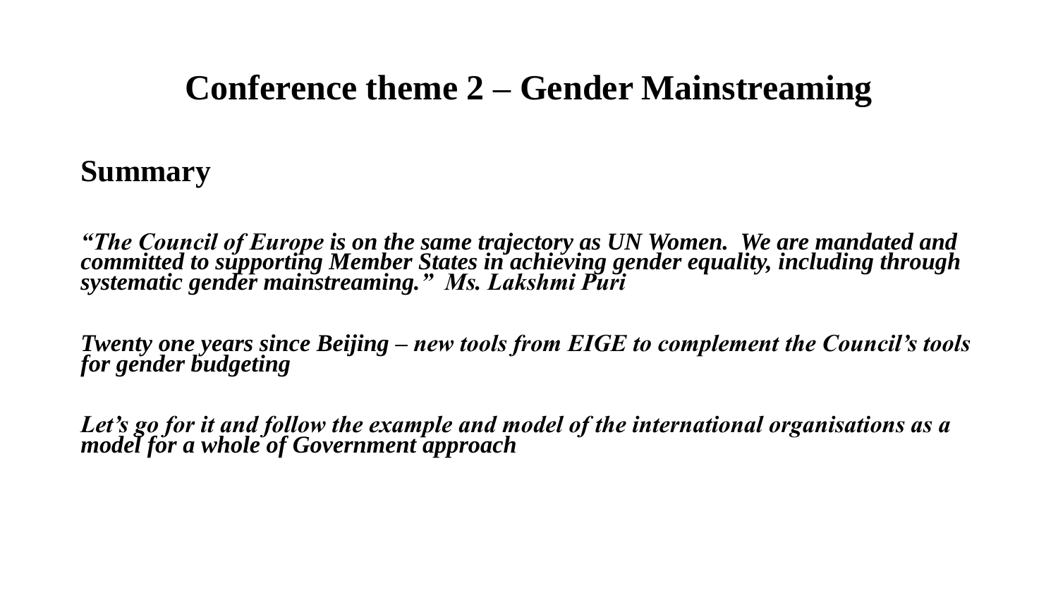# Conference theme 2 – Gender Mainstreaming

## Summary

***"The Council of Europe is on the same trajectory as UN Women. We are mandated and committed to supporting Member States in achieving gender equality, including through systematic gender mainstreaming." Ms. Lakshmi Puri***

***Twenty one years since Beijing – new tools from EIGE to complement the Council's tools for gender budgeting***

***Let's go for it and follow the example and model of the international organisations as a model for a whole of Government approach***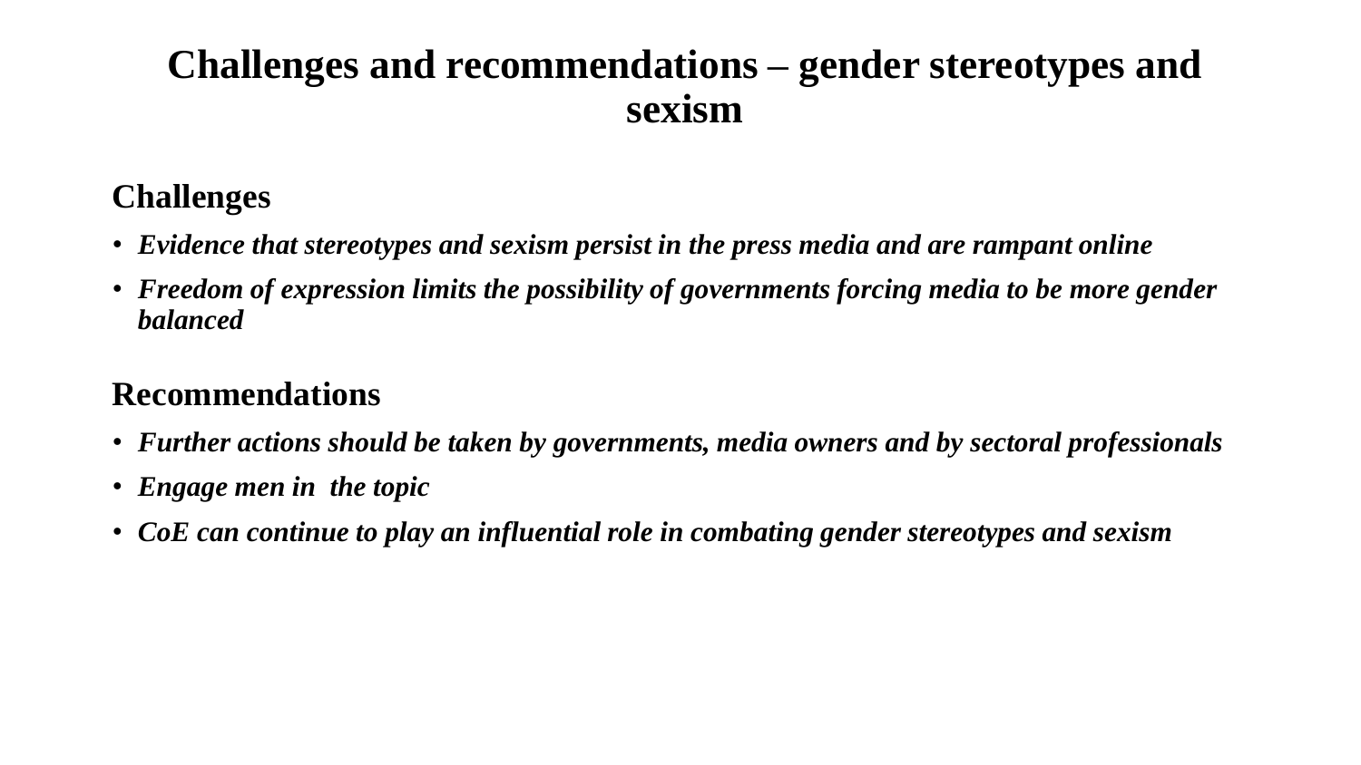# Challenges and recommendations – gender stereotypes and sexism

## Challenges

- ***Evidence that stereotypes and sexism persist in the press media and are rampant online***
- ***Freedom of expression limits the possibility of governments forcing media to be more gender balanced***

## Recommendations

- ***Further actions should be taken by governments, media owners and by sectoral professionals***
- ***Engage men in the topic***
- ***CoE can continue to play an influential role in combating gender stereotypes and sexism***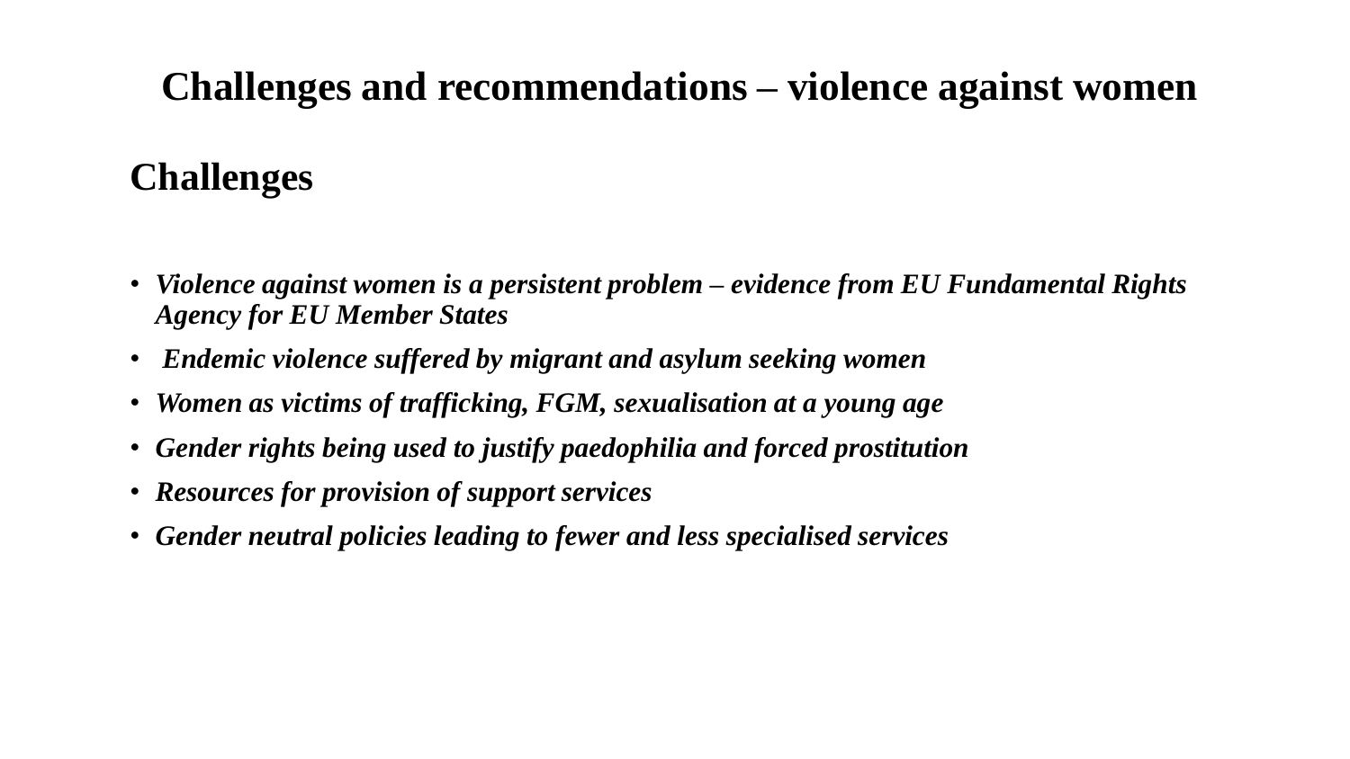# Challenges and recommendations – violence against women

## Challenges

- ***Violence against women is a persistent problem – evidence from EU Fundamental Rights Agency for EU Member States***
- ***Endemic violence suffered by migrant and asylum seeking women***
- ***Women as victims of trafficking, FGM, sexualisation at a young age***
- ***Gender rights being used to justify paedophilia and forced prostitution***
- ***Resources for provision of support services***
- ***Gender neutral policies leading to fewer and less specialised services***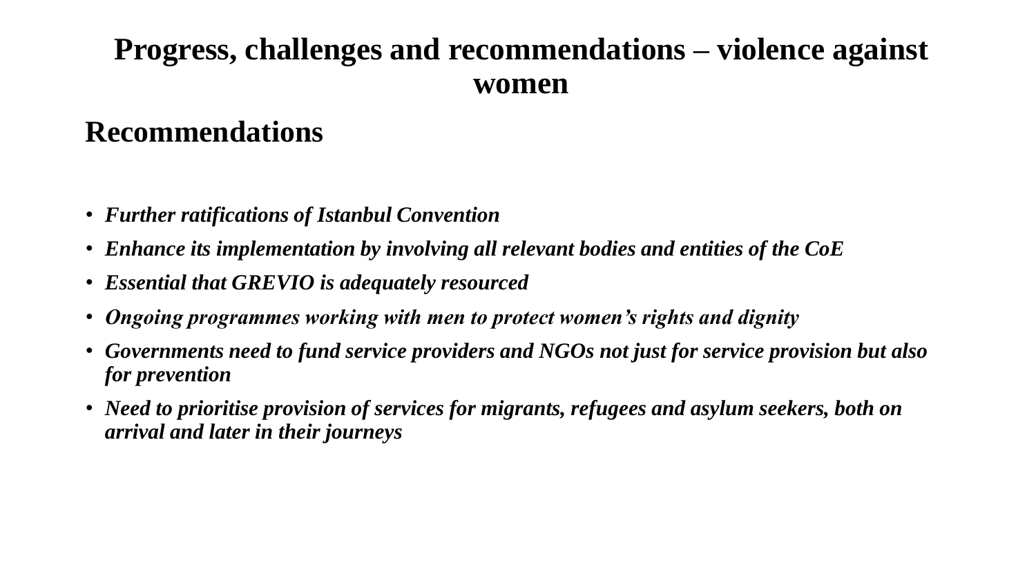# Progress, challenges and recommendations – violence against women

## Recommendations

- ***Further ratifications of Istanbul Convention***
- ***Enhance its implementation by involving all relevant bodies and entities of the CoE***
- ***Essential that GREVIO is adequately resourced***
- ***Ongoing programmes working with men to protect women's rights and dignity***
- ***Governments need to fund service providers and NGOs not just for service provision but also for prevention***
- ***Need to prioritise provision of services for migrants, refugees and asylum seekers, both on arrival and later in their journeys***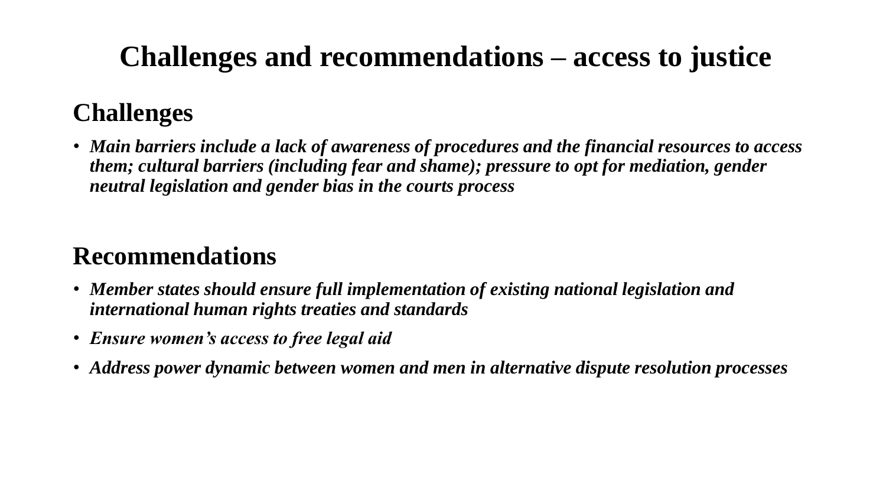# Challenges and recommendations – access to justice

## Challenges

- ***Main barriers include a lack of awareness of procedures and the financial resources to access them; cultural barriers (including fear and shame); pressure to opt for mediation, gender neutral legislation and gender bias in the courts process***

## Recommendations

- ***Member states should ensure full implementation of existing national legislation and international human rights treaties and standards***
- ***Ensure women's access to free legal aid***
- ***Address power dynamic between women and men in alternative dispute resolution processes***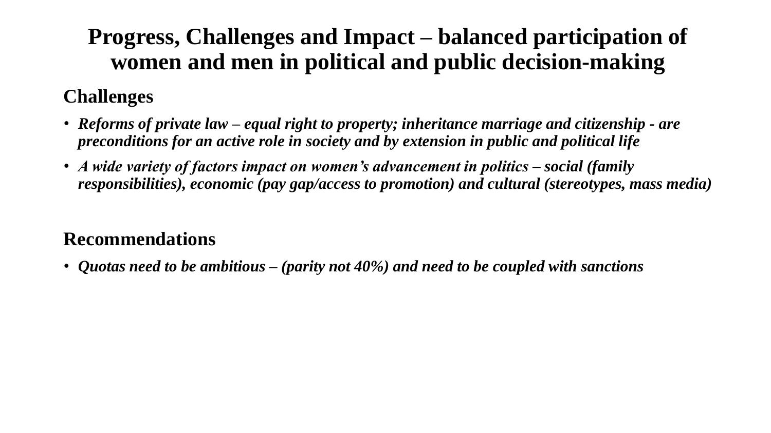# Progress, Challenges and Impact – balanced participation of women and men in political and public decision-making

## Challenges

- ***Reforms of private law – equal right to property; inheritance marriage and citizenship - are preconditions for an active role in society and by extension in public and political life***
- ***A wide variety of factors impact on women's advancement in politics – social (family responsibilities), economic (pay gap/access to promotion) and cultural (stereotypes, mass media)***

## Recommendations

- ***Quotas need to be ambitious – (parity not 40%) and need to be coupled with sanctions***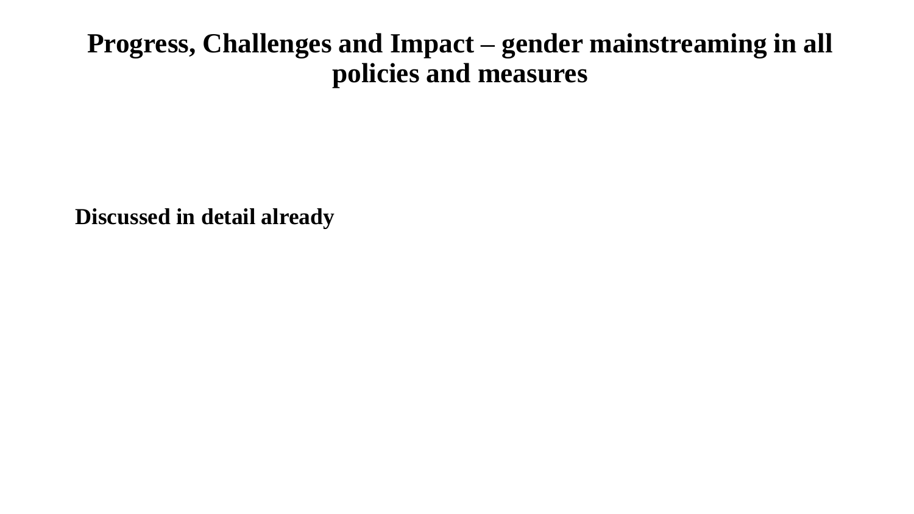# Progress, Challenges and Impact – gender mainstreaming in all policies and measures

**Discussed in detail already**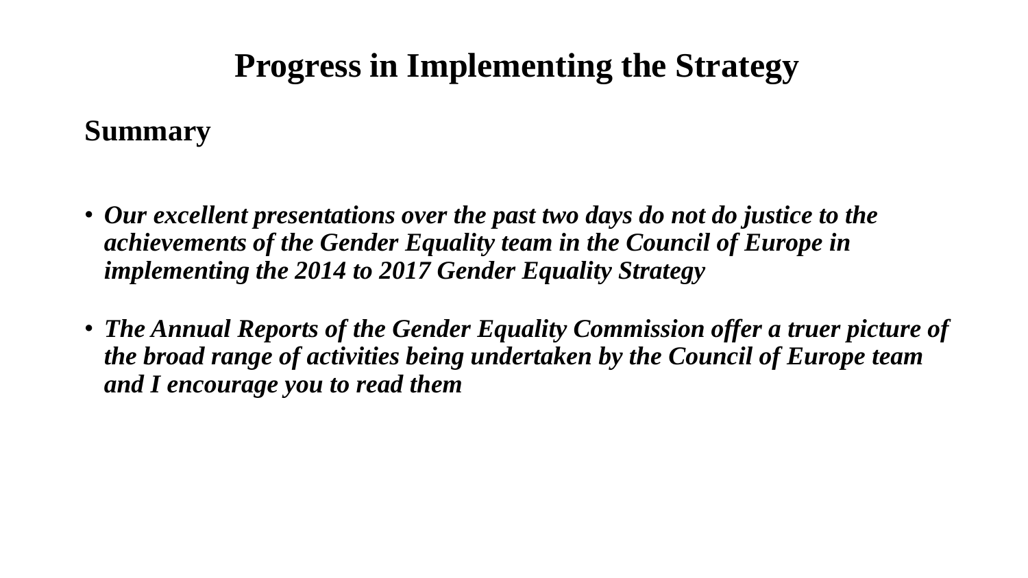# Progress in Implementing the Strategy

## Summary

- ***Our excellent presentations over the past two days do not do justice to the achievements of the Gender Equality team in the Council of Europe in implementing the 2014 to 2017 Gender Equality Strategy***

- ***The Annual Reports of the Gender Equality Commission offer a truer picture of the broad range of activities being undertaken by the Council of Europe team and I encourage you to read them***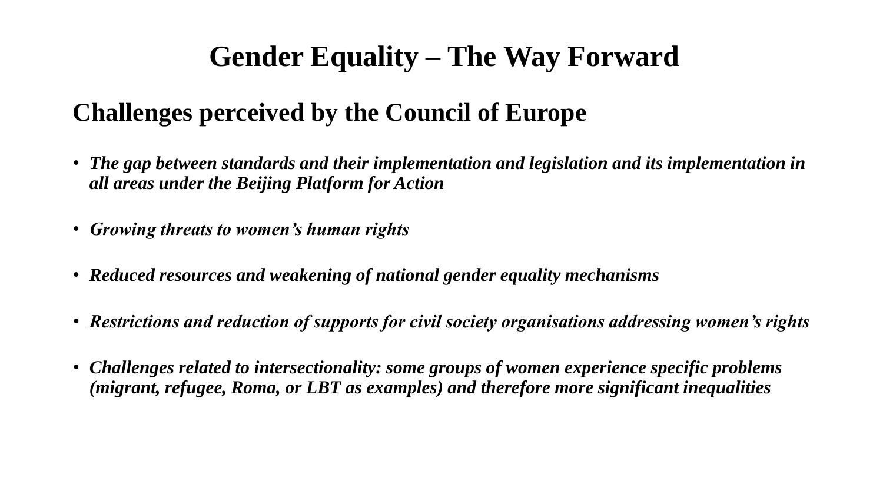# Gender Equality – The Way Forward

## Challenges perceived by the Council of Europe

- ***The gap between standards and their implementation and legislation and its implementation in all areas under the Beijing Platform for Action***
- ***Growing threats to women's human rights***
- ***Reduced resources and weakening of national gender equality mechanisms***
- ***Restrictions and reduction of supports for civil society organisations addressing women's rights***
- ***Challenges related to intersectionality: some groups of women experience specific problems (migrant, refugee, Roma, or LBT as examples) and therefore more significant inequalities***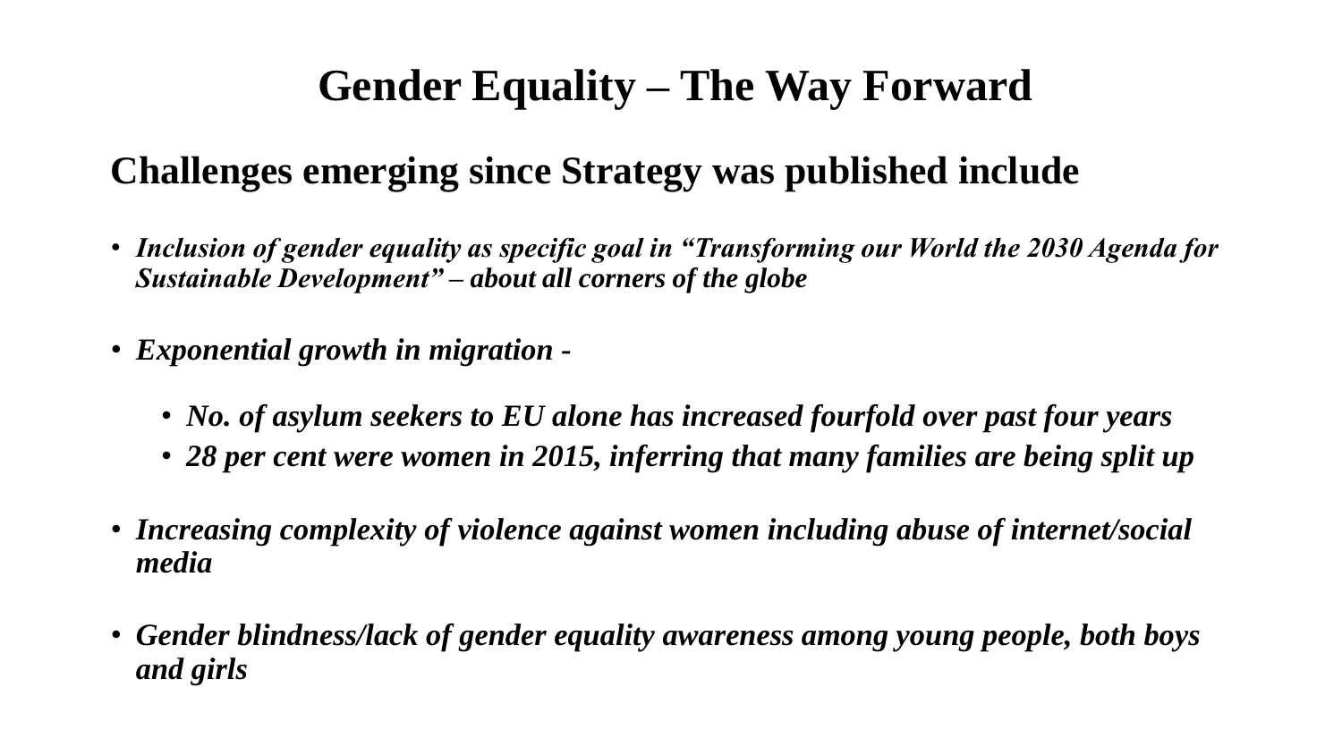# Gender Equality – The Way Forward

## Challenges emerging since Strategy was published include

- ***Inclusion of gender equality as specific goal in "Transforming our World the 2030 Agenda for Sustainable Development" – about all corners of the globe***

- ***Exponential growth in migration -***

  - ***No. of asylum seekers to EU alone has increased fourfold over past four years***
  - ***28 per cent were women in 2015, inferring that many families are being split up***

- ***Increasing complexity of violence against women including abuse of internet/social media***

- ***Gender blindness/lack of gender equality awareness among young people, both boys and girls***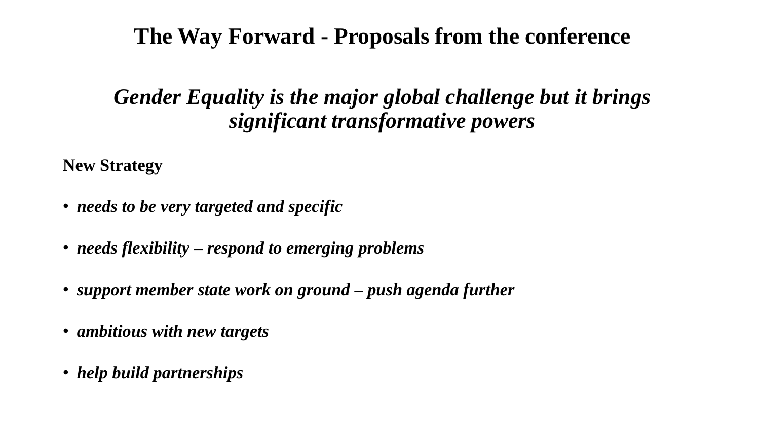# The Way Forward - Proposals from the conference

## *Gender Equality is the major global challenge but it brings significant transformative powers*

**New Strategy**

- ***needs to be very targeted and specific***
- ***needs flexibility – respond to emerging problems***
- ***support member state work on ground – push agenda further***
- ***ambitious with new targets***
- ***help build partnerships***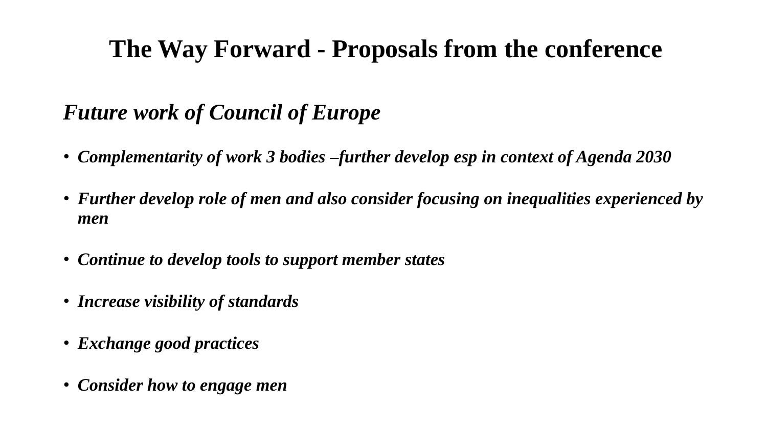# The Way Forward - Proposals from the conference

## *Future work of Council of Europe*

- ***Complementarity of work 3 bodies –further develop esp in context of Agenda 2030***
- ***Further develop role of men and also consider focusing on inequalities experienced by men***
- ***Continue to develop tools to support member states***
- ***Increase visibility of standards***
- ***Exchange good practices***
- ***Consider how to engage men***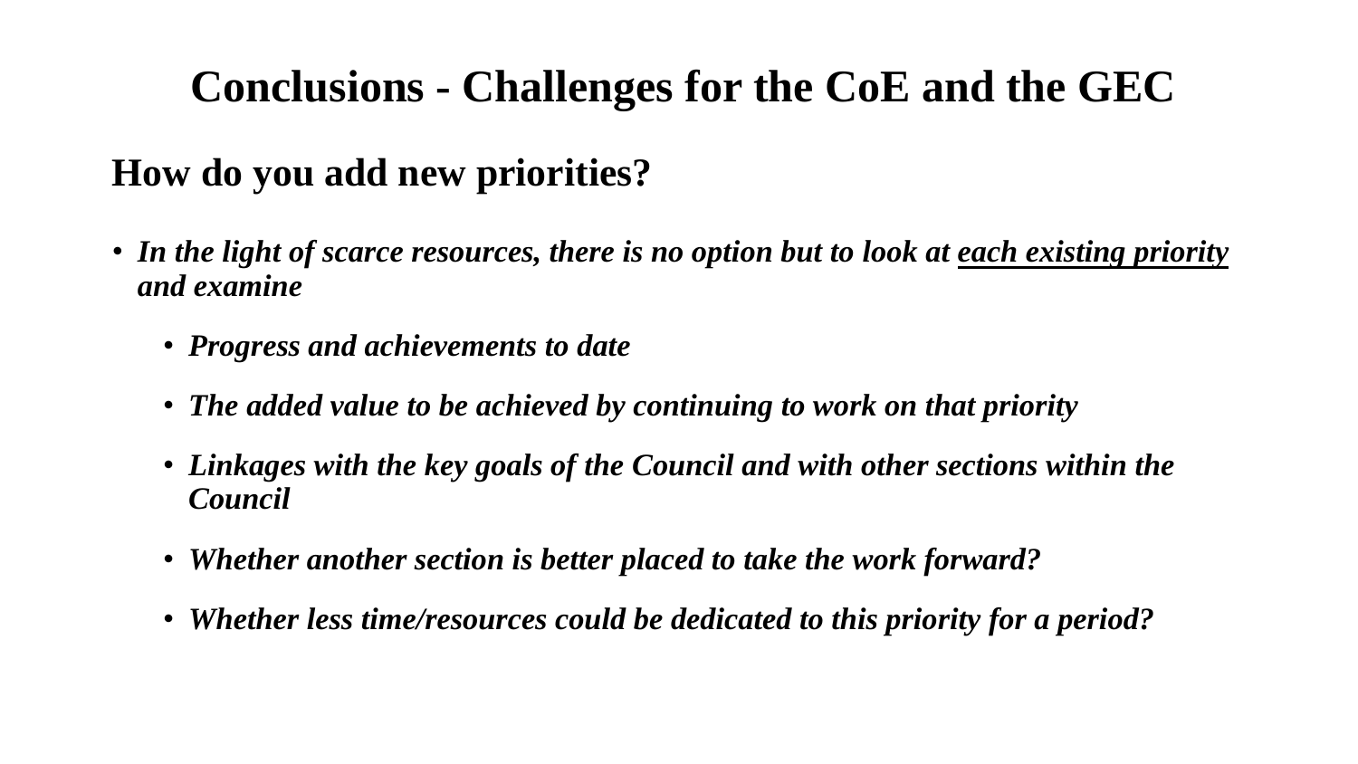# Conclusions - Challenges for the CoE and the GEC

## How do you add new priorities?

- ***In the light of scarce resources, there is no option but to look at <u>each existing priority</u> and examine***
  - ***Progress and achievements to date***
  - ***The added value to be achieved by continuing to work on that priority***
  - ***Linkages with the key goals of the Council and with other sections within the Council***
  - ***Whether another section is better placed to take the work forward?***
  - ***Whether less time/resources could be dedicated to this priority for a period?***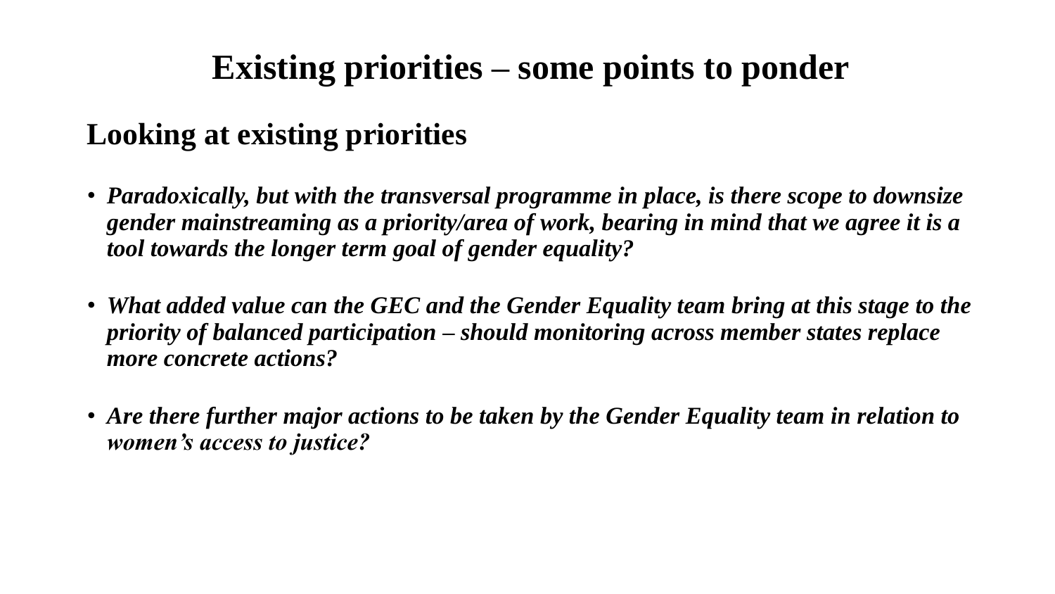# Existing priorities – some points to ponder

## Looking at existing priorities

- ***Paradoxically, but with the transversal programme in place, is there scope to downsize gender mainstreaming as a priority/area of work, bearing in mind that we agree it is a tool towards the longer term goal of gender equality?***

- ***What added value can the GEC and the Gender Equality team bring at this stage to the priority of balanced participation – should monitoring across member states replace more concrete actions?***

- ***Are there further major actions to be taken by the Gender Equality team in relation to women's access to justice?***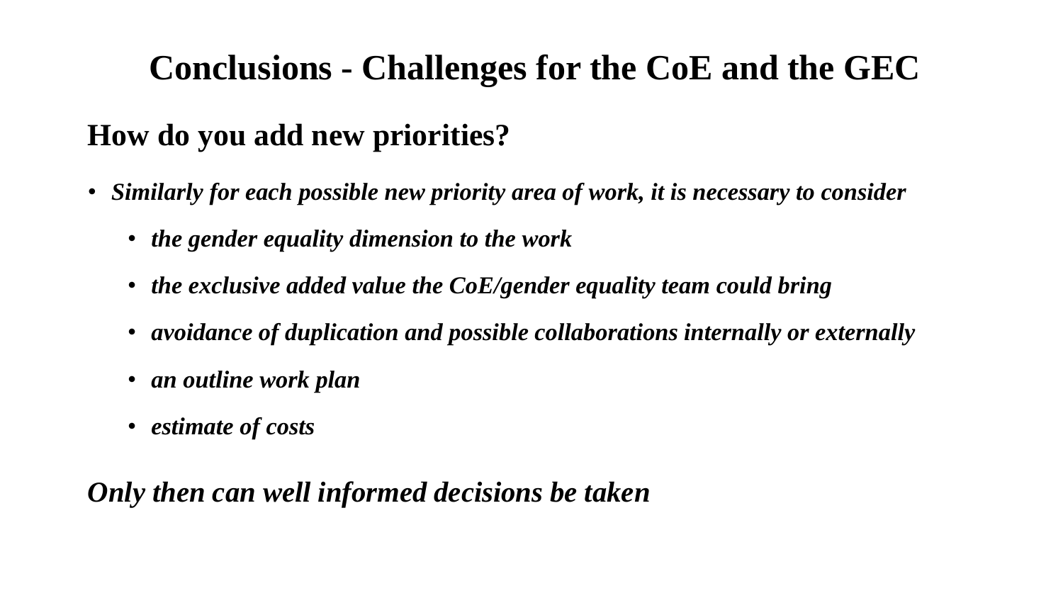# Conclusions - Challenges for the CoE and the GEC

## How do you add new priorities?

- ***Similarly for each possible new priority area of work, it is necessary to consider***
  - ***the gender equality dimension to the work***
  - ***the exclusive added value the CoE/gender equality team could bring***
  - ***avoidance of duplication and possible collaborations internally or externally***
  - ***an outline work plan***
  - ***estimate of costs***

***Only then can well informed decisions be taken***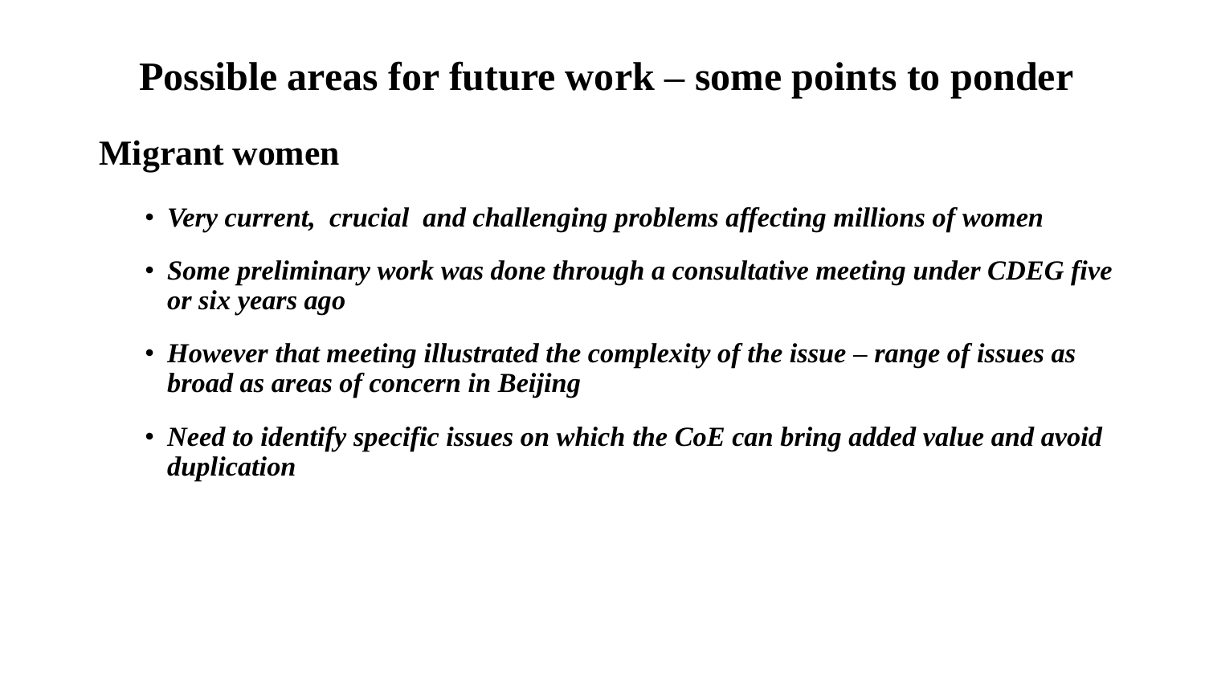# Possible areas for future work – some points to ponder

## Migrant women

- ***Very current, crucial and challenging problems affecting millions of women***
- ***Some preliminary work was done through a consultative meeting under CDEG five or six years ago***
- ***However that meeting illustrated the complexity of the issue – range of issues as broad as areas of concern in Beijing***
- ***Need to identify specific issues on which the CoE can bring added value and avoid duplication***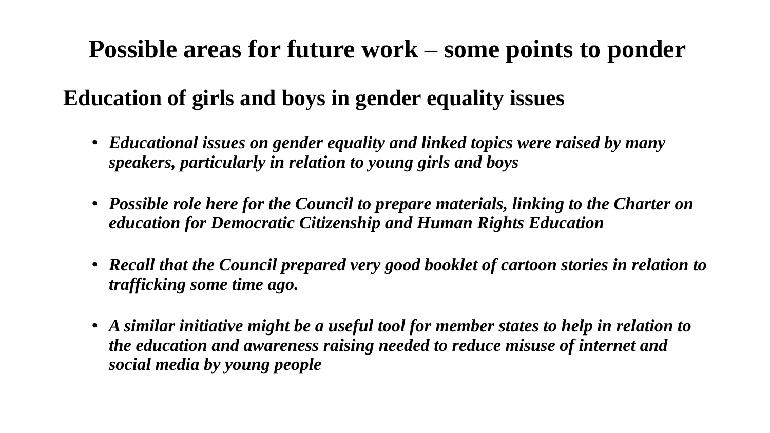# Possible areas for future work – some points to ponder

## Education of girls and boys in gender equality issues

- ***Educational issues on gender equality and linked topics were raised by many speakers, particularly in relation to young girls and boys***

- ***Possible role here for the Council to prepare materials, linking to the Charter on education for Democratic Citizenship and Human Rights Education***

- ***Recall that the Council prepared very good booklet of cartoon stories in relation to trafficking some time ago.***

- ***A similar initiative might be a useful tool for member states to help in relation to the education and awareness raising needed to reduce misuse of internet and social media by young people***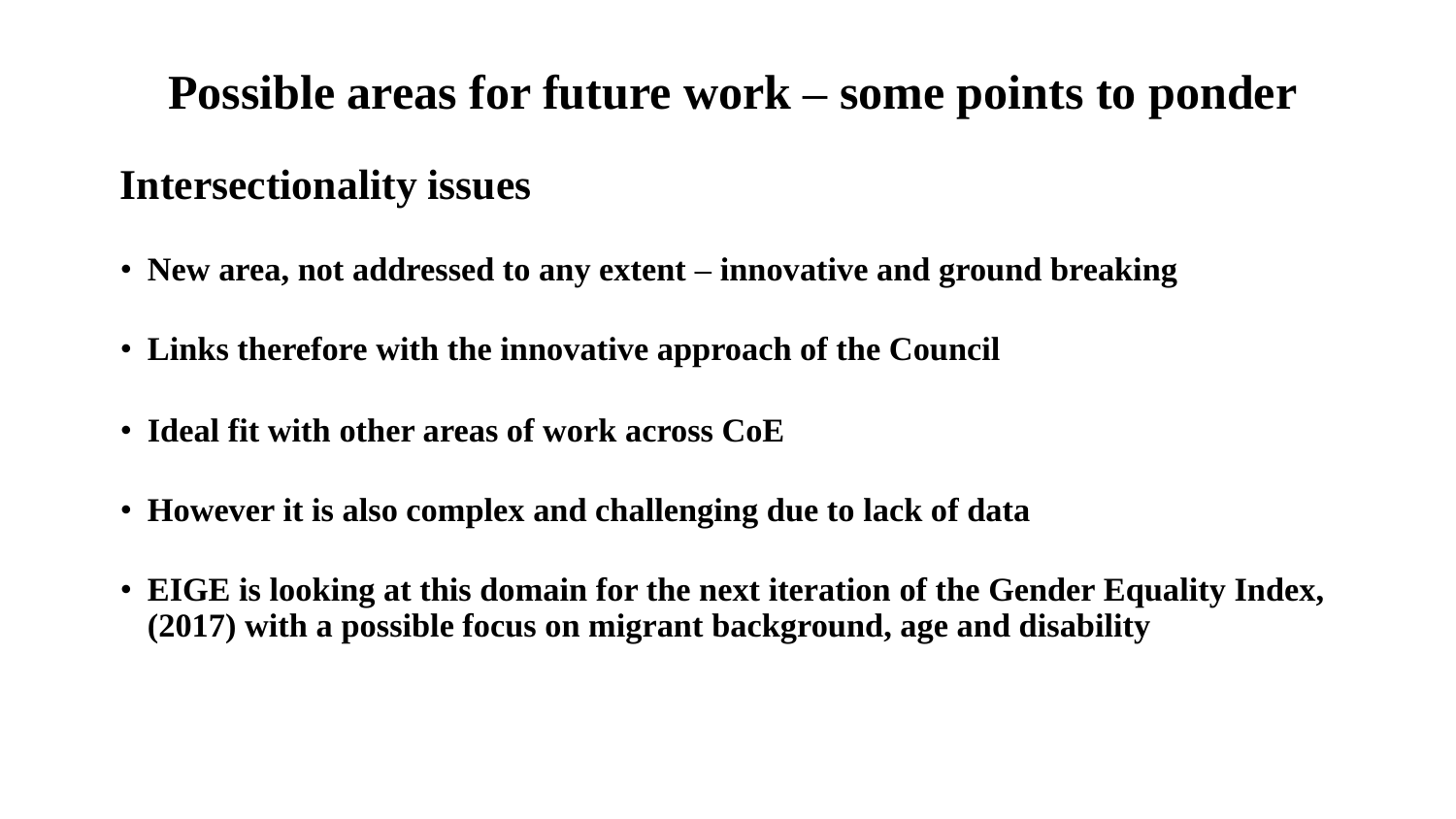# Possible areas for future work – some points to ponder

## Intersectionality issues

- **New area, not addressed to any extent – innovative and ground breaking**
- **Links therefore with the innovative approach of the Council**
- **Ideal fit with other areas of work across CoE**
- **However it is also complex and challenging due to lack of data**
- **EIGE is looking at this domain for the next iteration of the Gender Equality Index, (2017) with a possible focus on migrant background, age and disability**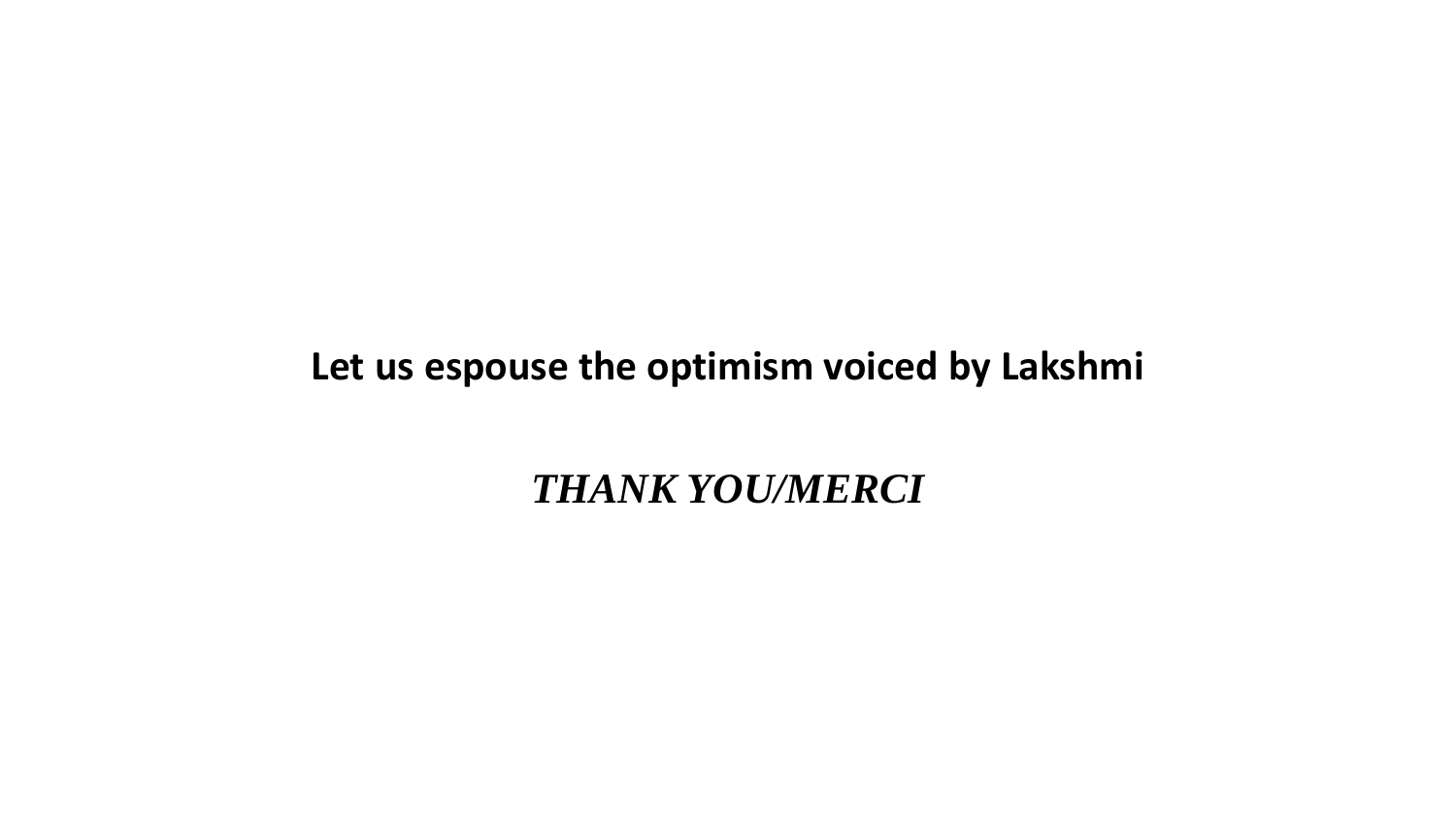**Let us espouse the optimism voiced by Lakshmi**

***THANK YOU/MERCI***